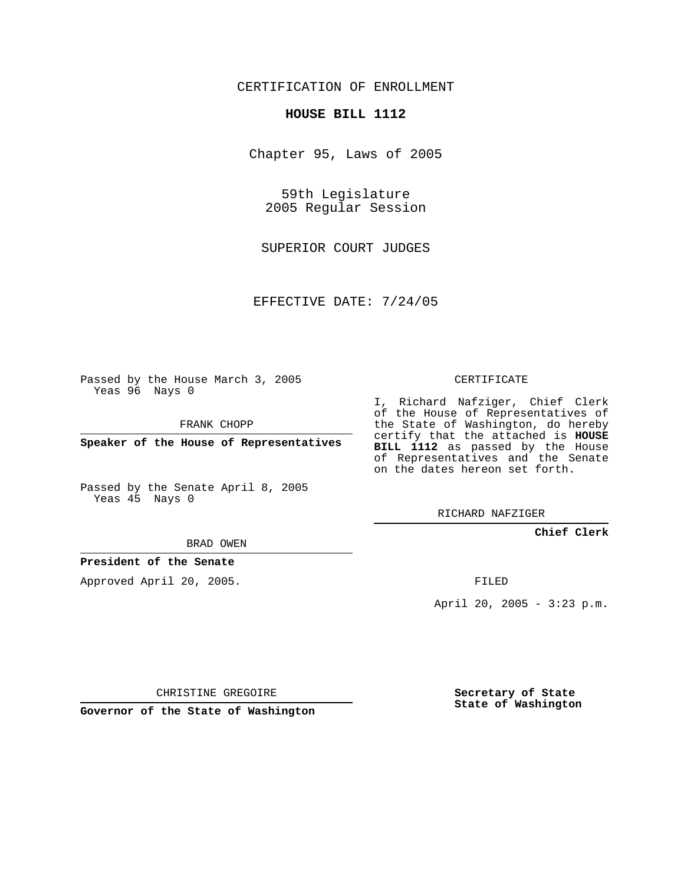CERTIFICATION OF ENROLLMENT

**HOUSE BILL 1112**

Chapter 95, Laws of 2005

59th Legislature
2005 Regular Session

SUPERIOR COURT JUDGES

EFFECTIVE DATE: 7/24/05

Passed by the House March 3, 2005
Yeas 96 Nays 0

FRANK CHOPP

**Speaker of the House of Representatives**

Passed by the Senate April 8, 2005
Yeas 45 Nays 0

BRAD OWEN

**President of the Senate**

Approved April 20, 2005.

CHRISTINE GREGOIRE

**Governor of the State of Washington**

CERTIFICATE

I, Richard Nafziger, Chief Clerk of the House of Representatives of the State of Washington, do hereby certify that the attached is **HOUSE BILL 1112** as passed by the House of Representatives and the Senate on the dates hereon set forth.

RICHARD NAFZIGER

**Chief Clerk**

FILED

April 20, 2005 - 3:23 p.m.

**Secretary of State**
**State of Washington**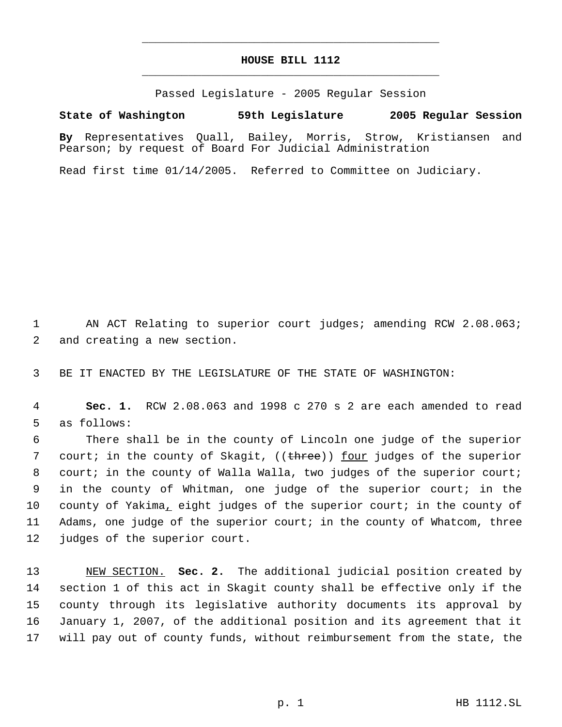# HOUSE BILL 1112

Passed Legislature - 2005 Regular Session

**State of Washington 59th Legislature 2005 Regular Session**

**By** Representatives Quall, Bailey, Morris, Strow, Kristiansen and Pearson; by request of Board For Judicial Administration

Read first time 01/14/2005. Referred to Committee on Judiciary.

AN ACT Relating to superior court judges; amending RCW 2.08.063; and creating a new section.

BE IT ENACTED BY THE LEGISLATURE OF THE STATE OF WASHINGTON:

**Sec. 1.** RCW 2.08.063 and 1998 c 270 s 2 are each amended to read as follows:

There shall be in the county of Lincoln one judge of the superior court; in the county of Skagit, ((~~three~~)) <u>four</u> judges of the superior court; in the county of Walla Walla, two judges of the superior court; in the county of Whitman, one judge of the superior court; in the county of Yakima<u>,</u> eight judges of the superior court; in the county of Adams, one judge of the superior court; in the county of Whatcom, three judges of the superior court.

<u>NEW SECTION.</u> **Sec. 2.** The additional judicial position created by section 1 of this act in Skagit county shall be effective only if the county through its legislative authority documents its approval by January 1, 2007, of the additional position and its agreement that it will pay out of county funds, without reimbursement from the state, the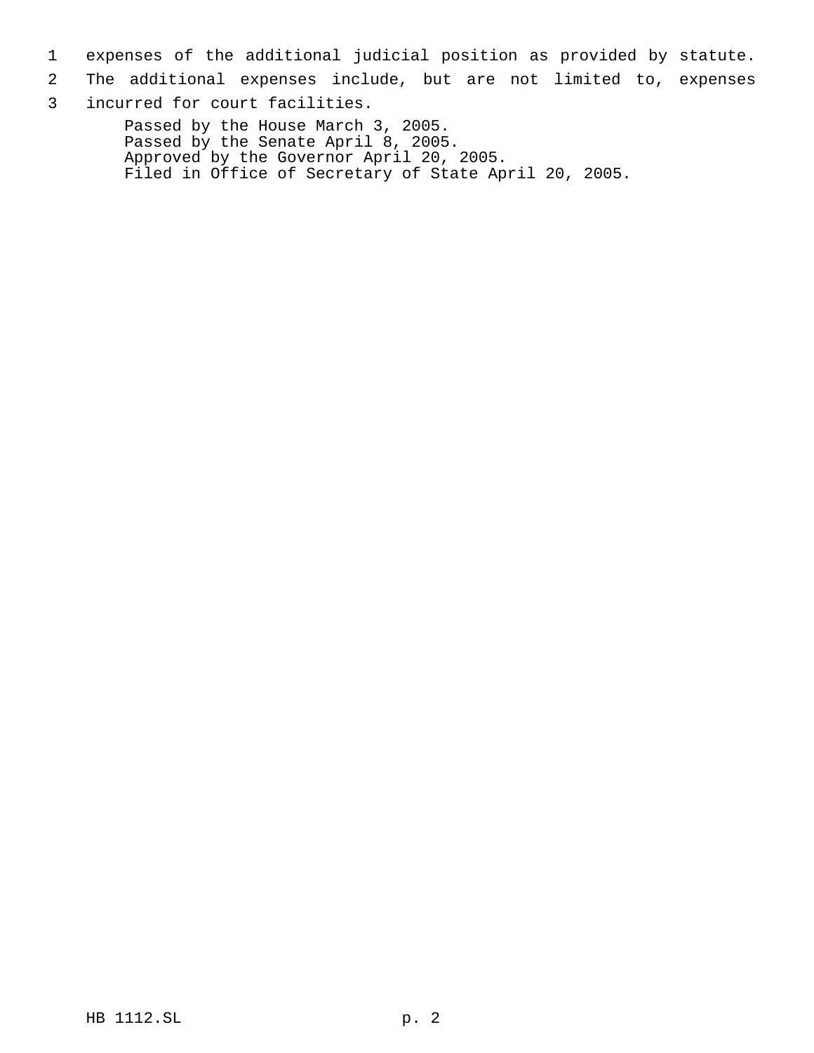expenses of the additional judicial position as provided by statute. The additional expenses include, but are not limited to, expenses incurred for court facilities.

Passed by the House March 3, 2005.
Passed by the Senate April 8, 2005.
Approved by the Governor April 20, 2005.
Filed in Office of Secretary of State April 20, 2005.